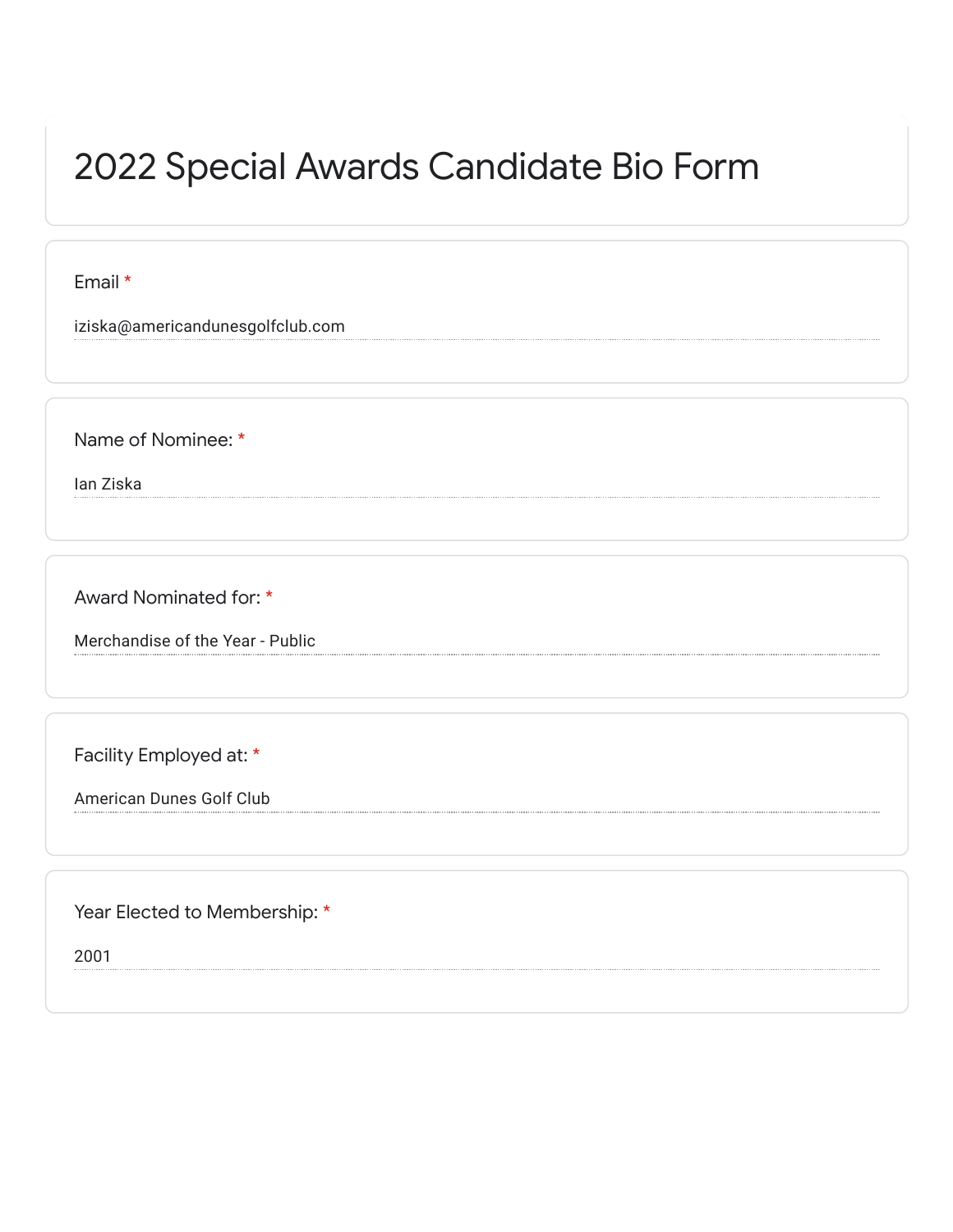# 2022 Special Awards Candidate Bio Form

Email *

iziska@americandunesgolfclub.com

Name of Nominee: *

Ian Ziska

Award Nominated for: *

Merchandise of the Year - Public

Facility Employed at: *

American Dunes Golf Club

Year Elected to Membership: *

2001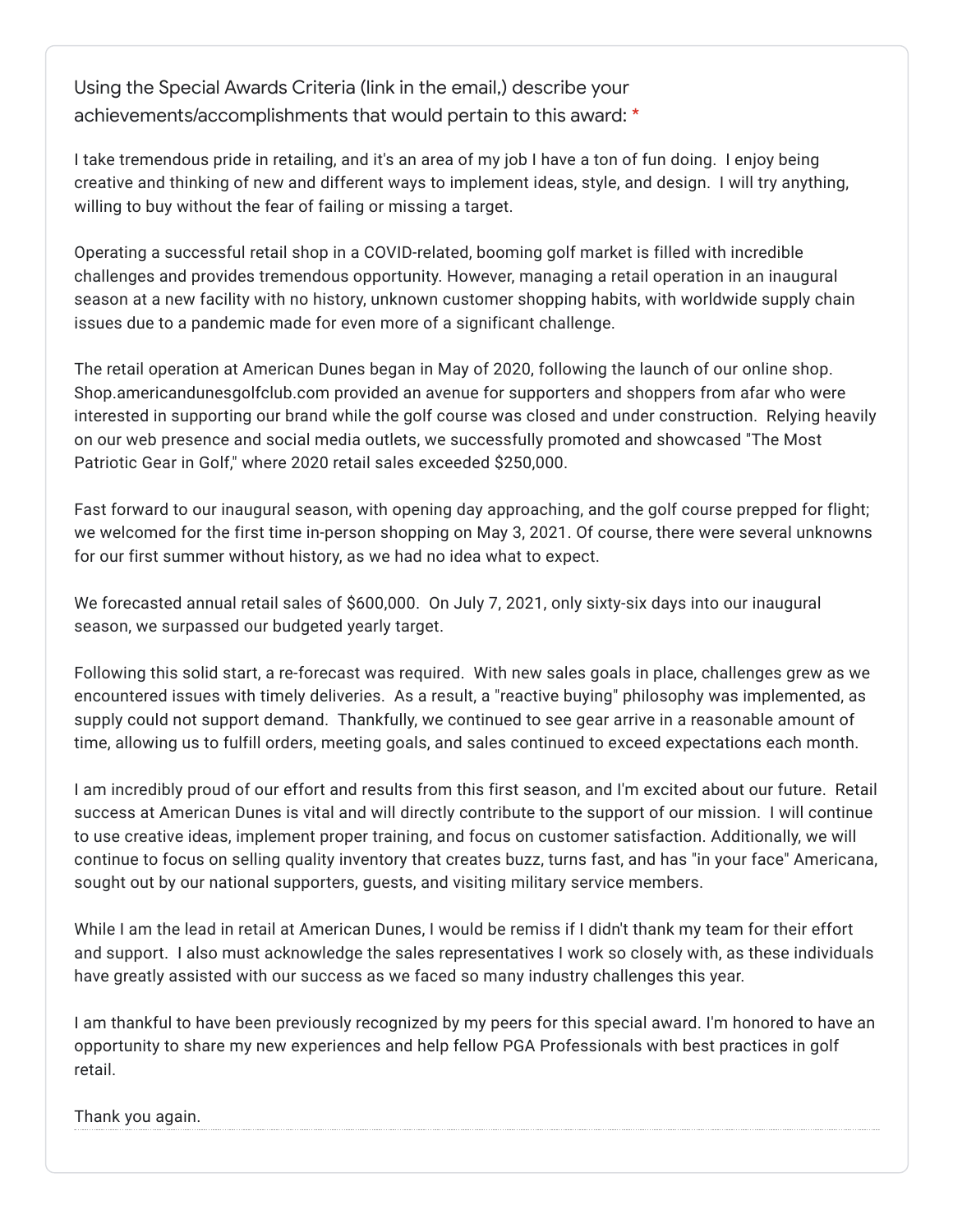Using the Special Awards Criteria (link in the email,) describe your achievements/accomplishments that would pertain to this award: *

I take tremendous pride in retailing, and it's an area of my job I have a ton of fun doing. I enjoy being creative and thinking of new and different ways to implement ideas, style, and design. I will try anything, willing to buy without the fear of failing or missing a target.

Operating a successful retail shop in a COVID-related, booming golf market is filled with incredible challenges and provides tremendous opportunity. However, managing a retail operation in an inaugural season at a new facility with no history, unknown customer shopping habits, with worldwide supply chain issues due to a pandemic made for even more of a significant challenge.

The retail operation at American Dunes began in May of 2020, following the launch of our online shop. Shop.americandunesgolfclub.com provided an avenue for supporters and shoppers from afar who were interested in supporting our brand while the golf course was closed and under construction. Relying heavily on our web presence and social media outlets, we successfully promoted and showcased "The Most Patriotic Gear in Golf," where 2020 retail sales exceeded $250,000.

Fast forward to our inaugural season, with opening day approaching, and the golf course prepped for flight; we welcomed for the first time in-person shopping on May 3, 2021. Of course, there were several unknowns for our first summer without history, as we had no idea what to expect.

We forecasted annual retail sales of $600,000. On July 7, 2021, only sixty-six days into our inaugural season, we surpassed our budgeted yearly target.

Following this solid start, a re-forecast was required. With new sales goals in place, challenges grew as we encountered issues with timely deliveries. As a result, a "reactive buying" philosophy was implemented, as supply could not support demand. Thankfully, we continued to see gear arrive in a reasonable amount of time, allowing us to fulfill orders, meeting goals, and sales continued to exceed expectations each month.

I am incredibly proud of our effort and results from this first season, and I'm excited about our future. Retail success at American Dunes is vital and will directly contribute to the support of our mission. I will continue to use creative ideas, implement proper training, and focus on customer satisfaction. Additionally, we will continue to focus on selling quality inventory that creates buzz, turns fast, and has "in your face" Americana, sought out by our national supporters, guests, and visiting military service members.

While I am the lead in retail at American Dunes, I would be remiss if I didn't thank my team for their effort and support. I also must acknowledge the sales representatives I work so closely with, as these individuals have greatly assisted with our success as we faced so many industry challenges this year.

I am thankful to have been previously recognized by my peers for this special award. I'm honored to have an opportunity to share my new experiences and help fellow PGA Professionals with best practices in golf retail.

Thank you again.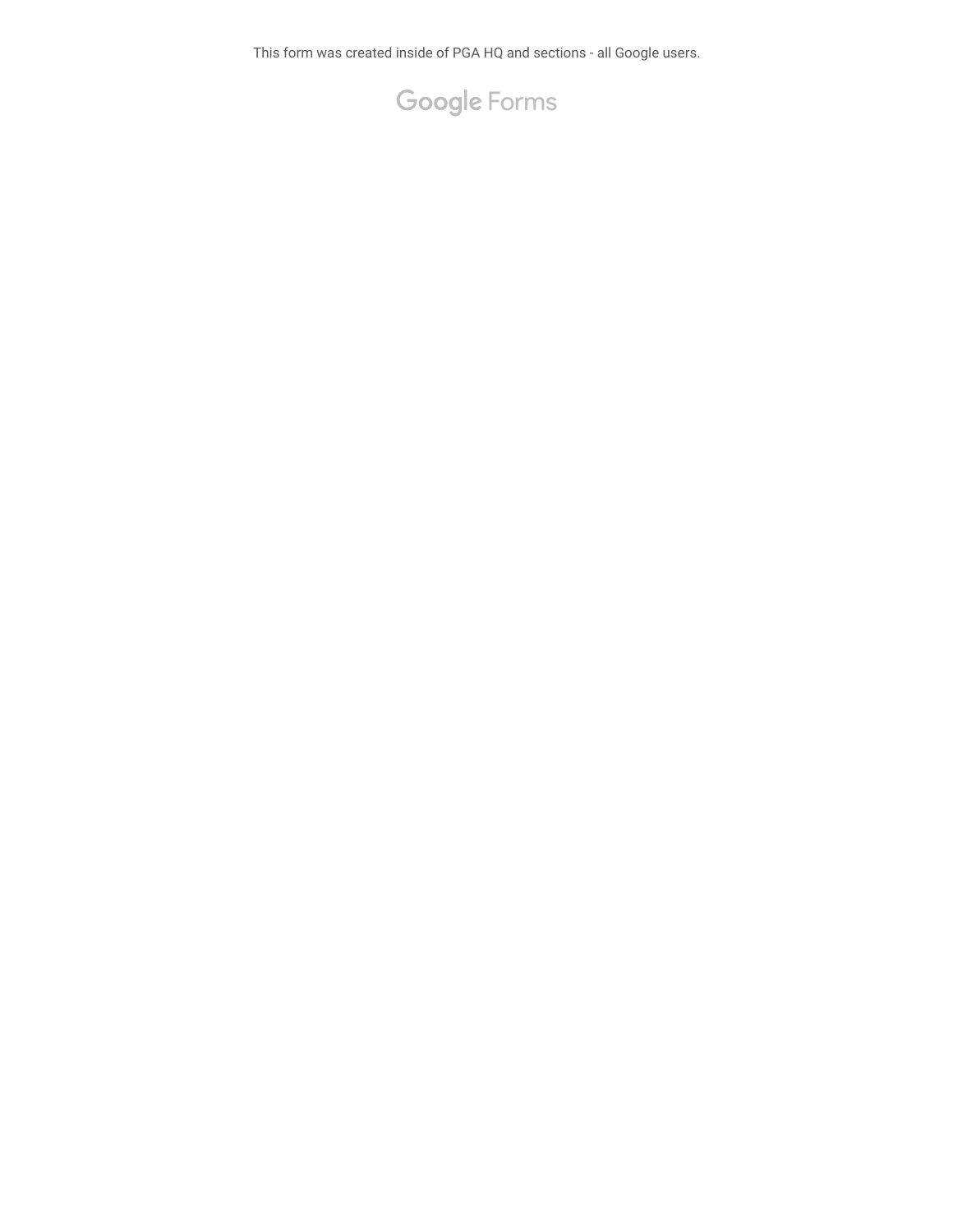This form was created inside of PGA HQ and sections - all Google users.

Google Forms